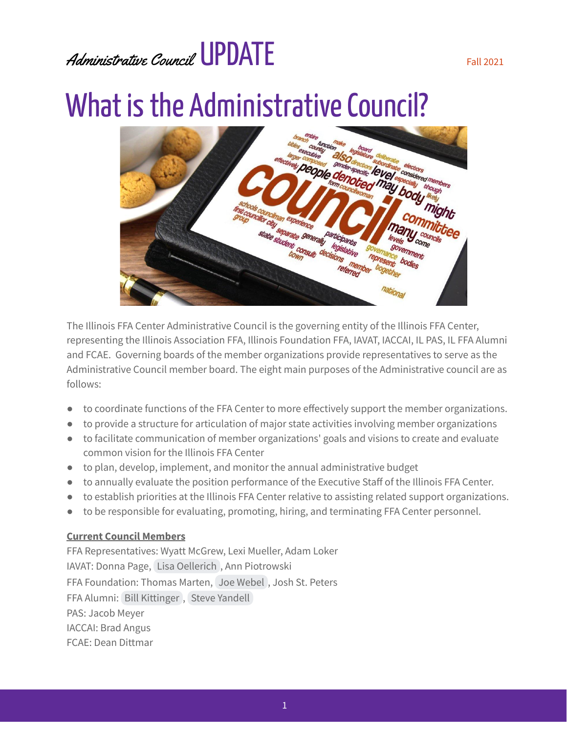*Administrative Council* UPDATE

Fall 2021

# What is the Administrative Council?

The Illinois FFA Center Administrative Council is the governing entity of the Illinois FFA Center, representing the Illinois Association FFA, Illinois Foundation FFA, IAVAT, IACCAI, IL PAS, IL FFA Alumni and FCAE. Governing boards of the member organizations provide representatives to serve as the Administrative Council member board. The eight main purposes of the Administrative council are as follows:

- to coordinate functions of the FFA Center to more effectively support the member organizations.
- to provide a structure for articulation of major state activities involving member organizations
- to facilitate communication of member organizations' goals and visions to create and evaluate common vision for the Illinois FFA Center
- to plan, develop, implement, and monitor the annual administrative budget
- to annually evaluate the position performance of the Executive Staff of the Illinois FFA Center.
- to establish priorities at the Illinois FFA Center relative to assisting related support organizations.
- to be responsible for evaluating, promoting, hiring, and terminating FFA Center personnel.

**Current Council Members**

FFA Representatives: Wyatt McGrew, Lexi Mueller, Adam Loker
IAVAT: Donna Page, Lisa Oellerich, Ann Piotrowski
FFA Foundation: Thomas Marten, Joe Webel, Josh St. Peters
FFA Alumni: Bill Kittinger, Steve Yandell
PAS: Jacob Meyer
IACCAI: Brad Angus
FCAE: Dean Dittmar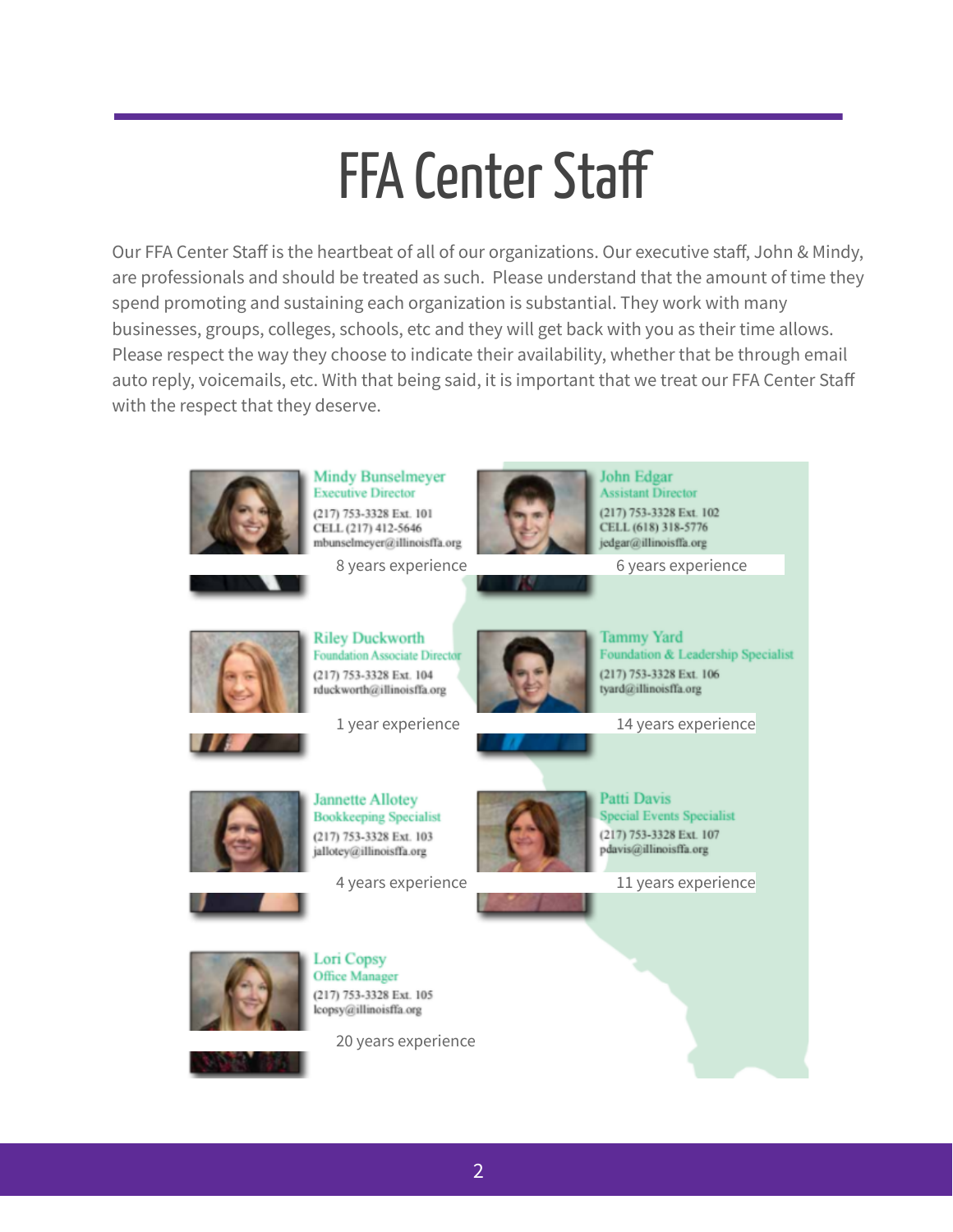# FFA Center Staff

Our FFA Center Staff is the heartbeat of all of our organizations. Our executive staff, John & Mindy, are professionals and should be treated as such. Please understand that the amount of time they spend promoting and sustaining each organization is substantial. They work with many businesses, groups, colleges, schools, etc and they will get back with you as their time allows. Please respect the way they choose to indicate their availability, whether that be through email auto reply, voicemails, etc. With that being said, it is important that we treat our FFA Center Staff with the respect that they deserve.

**Mindy Bunselmeyer**
Executive Director
(217) 753-3328 Ext. 101
CELL (217) 412-5646
mbunselmeyer@illinoisffa.org
8 years experience

**John Edgar**
Assistant Director
(217) 753-3328 Ext. 102
CELL (618) 318-5776
jedgar@illinoisffa.org
6 years experience

**Riley Duckworth**
Foundation Associate Director
(217) 753-3328 Ext. 104
rduckworth@illinoisffa.org
1 year experience

**Tammy Yard**
Foundation & Leadership Specialist
(217) 753-3328 Ext. 106
tyard@illinoisffa.org
14 years experience

**Jannette Allotey**
Bookkeeping Specialist
(217) 753-3328 Ext. 103
jallotey@illinoisffa.org
4 years experience

**Patti Davis**
Special Events Specialist
(217) 753-3328 Ext. 107
pdavis@illinoisffa.org
11 years experience

**Lori Copsy**
Office Manager
(217) 753-3328 Ext. 105
lcopsy@illinoisffa.org
20 years experience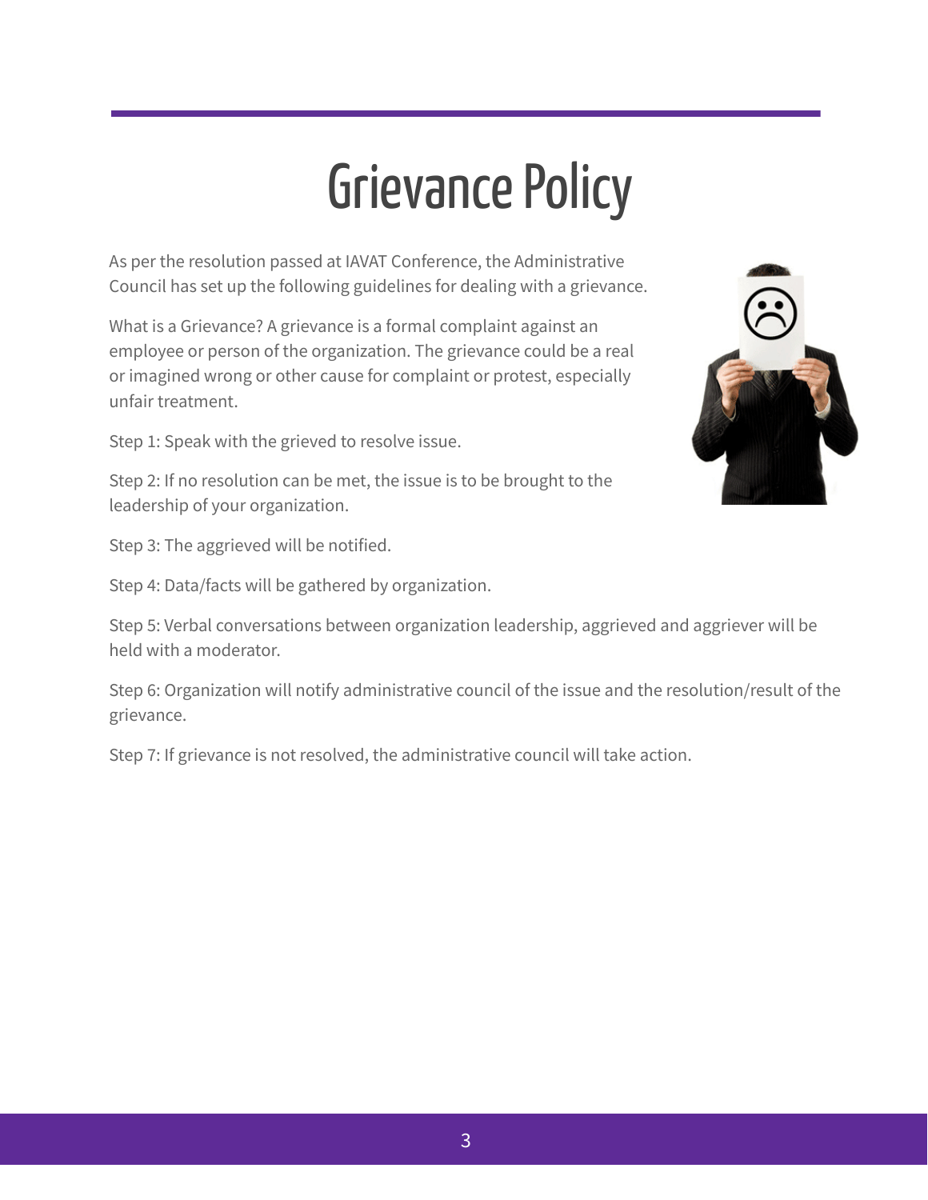# Grievance Policy

As per the resolution passed at IAVAT Conference, the Administrative Council has set up the following guidelines for dealing with a grievance.

What is a Grievance? A grievance is a formal complaint against an employee or person of the organization. The grievance could be a real or imagined wrong or other cause for complaint or protest, especially unfair treatment.

Step 1: Speak with the grieved to resolve issue.

Step 2: If no resolution can be met, the issue is to be brought to the leadership of your organization.

Step 3: The aggrieved will be notified.

Step 4: Data/facts will be gathered by organization.

Step 5: Verbal conversations between organization leadership, aggrieved and aggriever will be held with a moderator.

Step 6: Organization will notify administrative council of the issue and the resolution/result of the grievance.

Step 7: If grievance is not resolved, the administrative council will take action.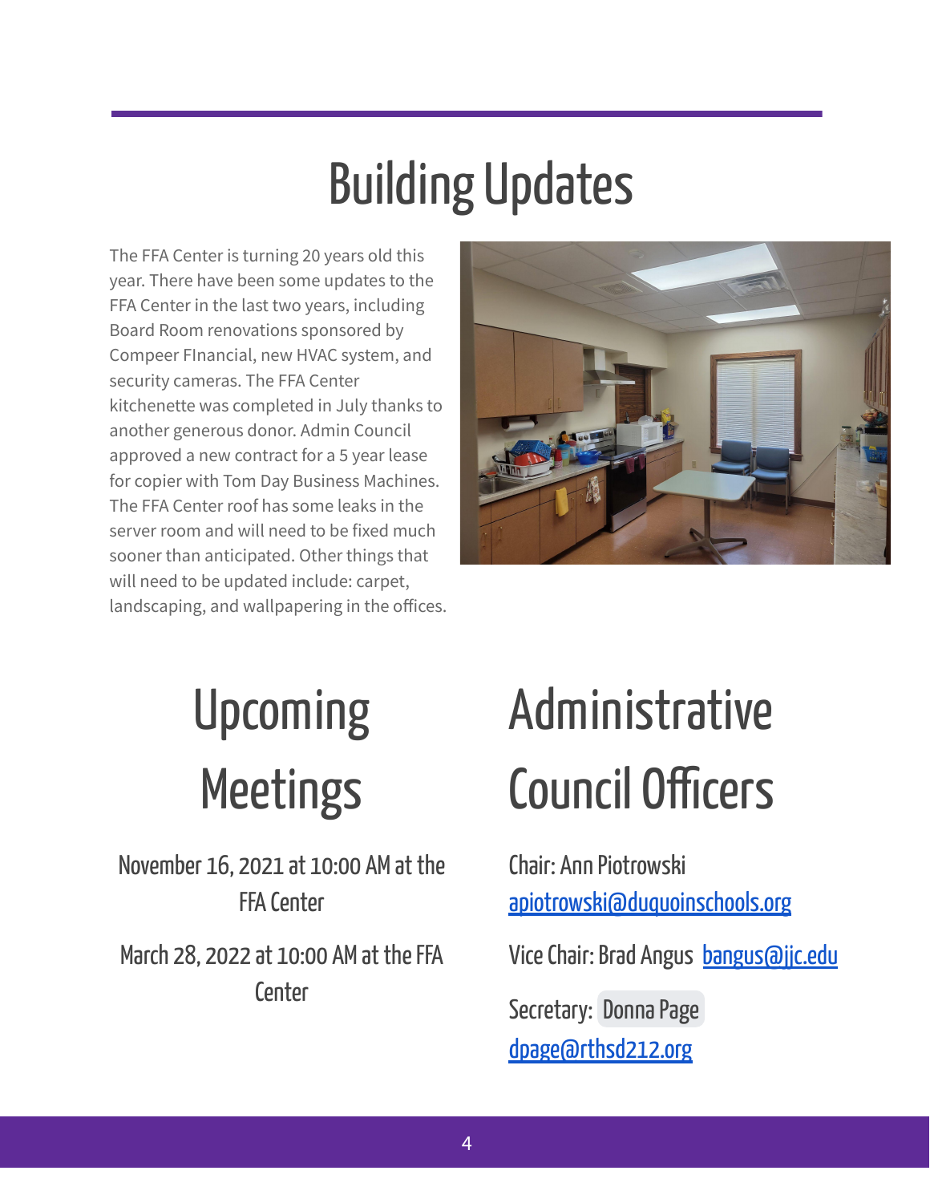# Building Updates

The FFA Center is turning 20 years old this year. There have been some updates to the FFA Center in the last two years, including Board Room renovations sponsored by Compeer FInancial, new HVAC system, and security cameras. The FFA Center kitchenette was completed in July thanks to another generous donor. Admin Council approved a new contract for a 5 year lease for copier with Tom Day Business Machines. The FFA Center roof has some leaks in the server room and will need to be fixed much sooner than anticipated. Other things that will need to be updated include: carpet, landscaping, and wallpapering in the offices.

# Upcoming Meetings

November 16, 2021 at 10:00 AM at the FFA Center

March 28, 2022 at 10:00 AM at the FFA Center

# Administrative Council Officers

Chair: Ann Piotrowski apiotrowski@duquoinschools.org

Vice Chair: Brad Angus bangus@jjc.edu

Secretary: Donna Page dpage@rthsd212.org